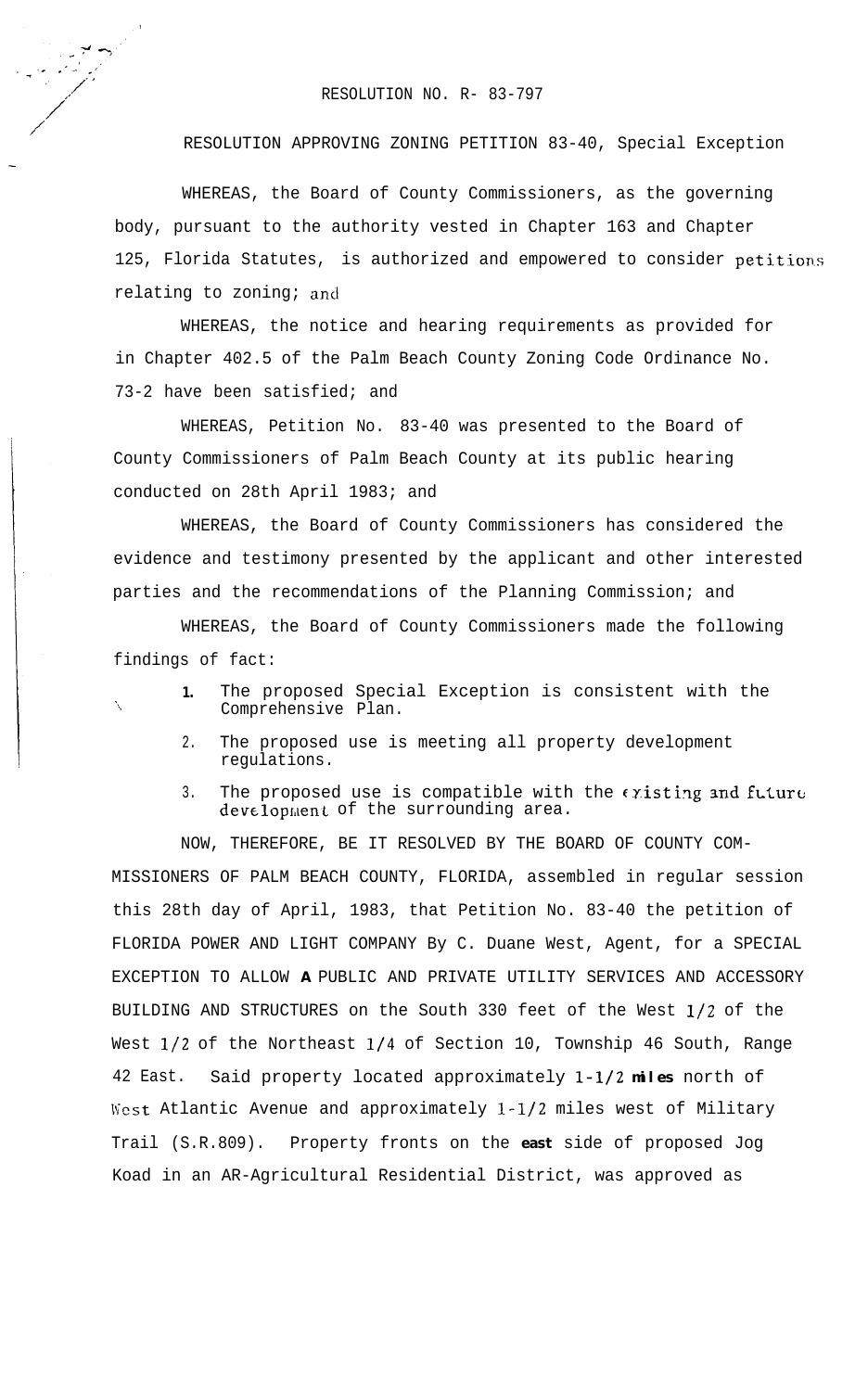RESOLUTION NO. R- 83-797

RESOLUTION APPROVING ZONING PETITION 83-40, Special Exception

WHEREAS, the Board of County Commissioners, as the governing body, pursuant to the authority vested in Chapter 163 and Chapter 125, Florida Statutes, is authorized and empowered to consider petitions relating to zoning; and

WHEREAS, the notice and hearing requirements as provided for in Chapter 402.5 of the Palm Beach County Zoning Code Ordinance No. 73-2 have been satisfied; and

WHEREAS, Petition No. 83-40 was presented to the Board of County Commissioners of Palm Beach County at its public hearing conducted on 28th April 1983; and

WHEREAS, the Board of County Commissioners has considered the evidence and testimony presented by the applicant and other interested parties and the recommendations of the Planning Commission; and

WHEREAS, the Board of County Commissioners made the following findings of fact:

1. The proposed Special Exception is consistent with the Comprehensive Plan.
2. The proposed use is meeting all property development regulations.
3. The proposed use is compatible with the existing and future development of the surrounding area.

NOW, THEREFORE, BE IT RESOLVED BY THE BOARD OF COUNTY COMMISSIONERS OF PALM BEACH COUNTY, FLORIDA, assembled in regular session this 28th day of April, 1983, that Petition No. 83-40 the petition of FLORIDA POWER AND LIGHT COMPANY By C. Duane West, Agent, for a SPECIAL EXCEPTION TO ALLOW **A** PUBLIC AND PRIVATE UTILITY SERVICES AND ACCESSORY BUILDING AND STRUCTURES on the South 330 feet of the West 1/2 of the West 1/2 of the Northeast 1/4 of Section 10, Township 46 South, Range 42 East. Said property located approximately 1-1/2 **miles** north of West Atlantic Avenue and approximately 1-1/2 miles west of Military Trail (S.R.809). Property fronts on the **east** side of proposed Jog Koad in an AR-Agricultural Residential District, was approved as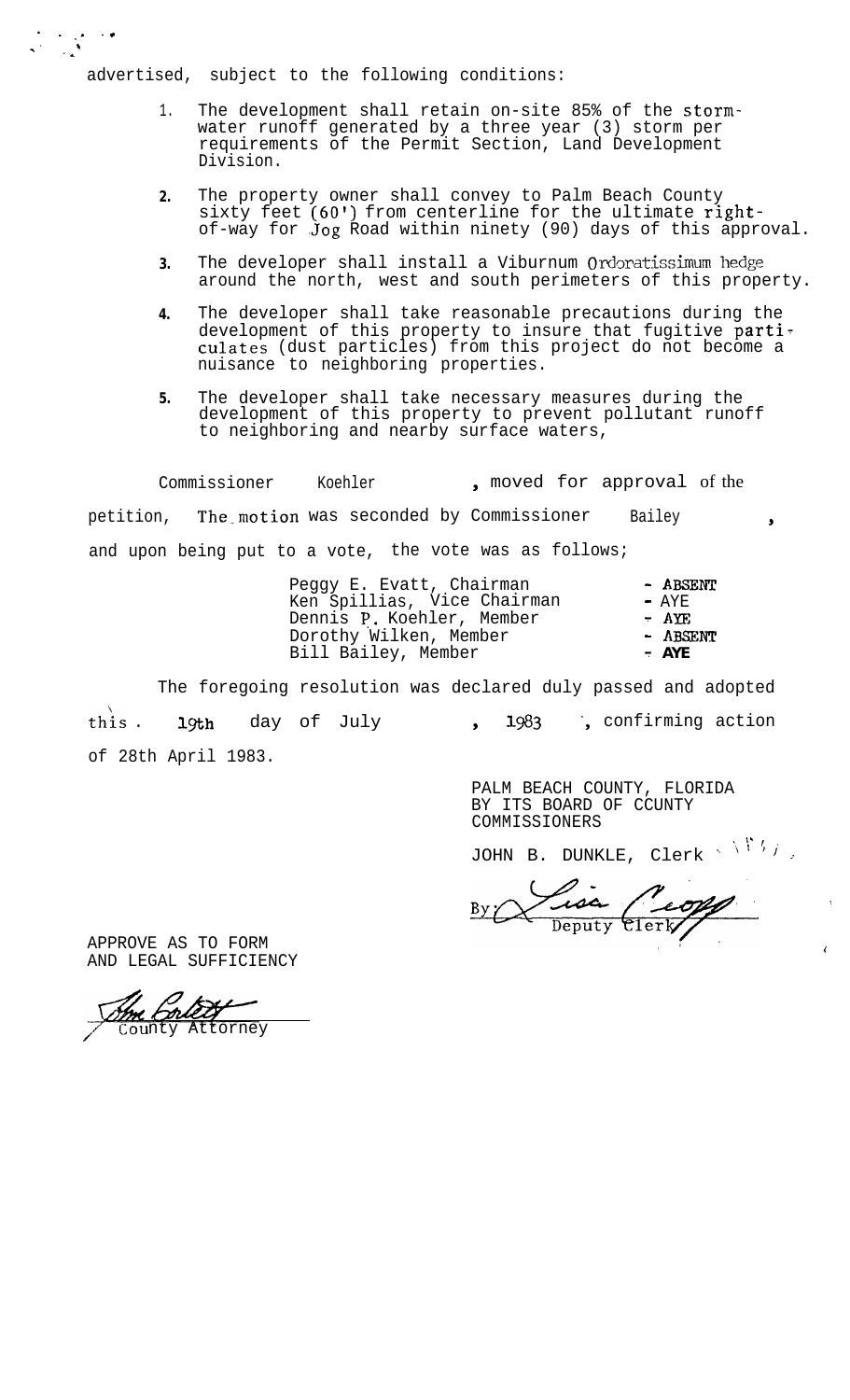advertised, subject to the following conditions:

1. The development shall retain on-site 85% of the stormwater runoff generated by a three year (3) storm per requirements of the Permit Section, Land Development Division.

2. The property owner shall convey to Palm Beach County sixty feet (60') from centerline for the ultimate right-of-way for Jog Road within ninety (90) days of this approval.

3. The developer shall install a Viburnum Ordoratissimum hedge around the north, west and south perimeters of this property.

4. The developer shall take reasonable precautions during the development of this property to insure that fugitive particulates (dust particles) from this project do not become a nuisance to neighboring properties.

5. The developer shall take necessary measures during the development of this property to prevent pollutant runoff to neighboring and nearby surface waters,

Commissioner Koehler , moved for approval of the petition, The motion was seconded by Commissioner Bailey , and upon being put to a vote, the vote was as follows;

| | |
|---|---|
| Peggy E. Evatt, Chairman | - ABSENT |
| Ken Spillias, Vice Chairman | - AYE |
| Dennis P. Koehler, Member | - AYE |
| Dorothy Wilken, Member | - ABSENT |
| Bill Bailey, Member | - AYE |

The foregoing resolution was declared duly passed and adopted this 19th day of July , 1983 , confirming action of 28th April 1983.

PALM BEACH COUNTY, FLORIDA
BY ITS BOARD OF COUNTY COMMISSIONERS

JOHN B. DUNKLE, Clerk

By: Deputy Clerk

APPROVE AS TO FORM
AND LEGAL SUFFICIENCY

County Attorney